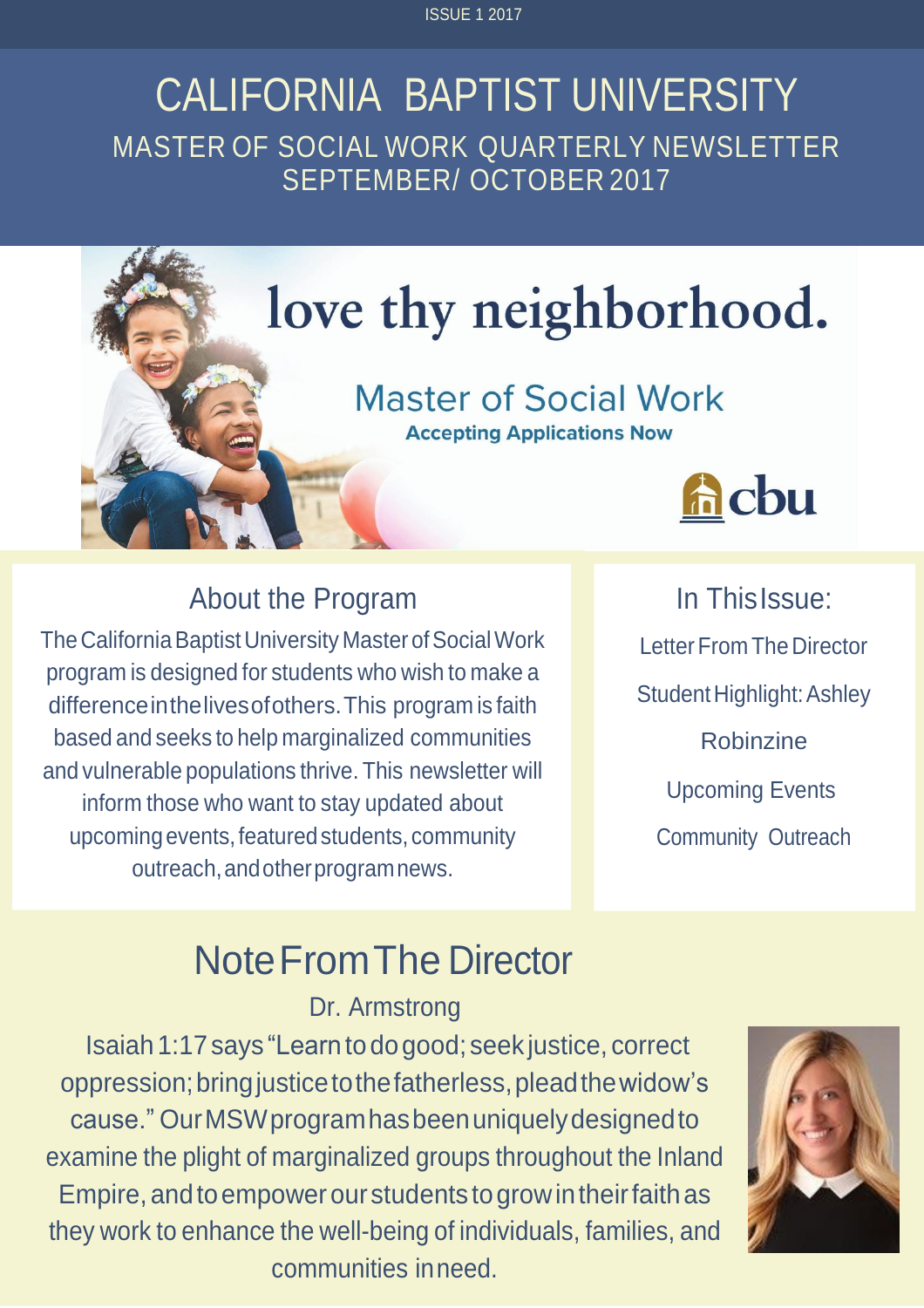ISSUE 1 2017

# CALIFORNIA BAPTIST UNIVERSITY

## MASTER OF SOCIAL WORK QUARTERLY NEWSLETTER
## SEPTEMBER/ OCTOBER 2017

love thy neighborhood.

Master of Social Work

**Accepting Applications Now**

cbu

## About the Program

The California Baptist University Master of Social Work program is designed for students who wish to make a difference in the lives of others. This program is faith based and seeks to help marginalized communities and vulnerable populations thrive. This newsletter will inform those who want to stay updated about upcoming events, featured students, community outreach, and other program news.

## In This Issue:

Letter From The Director

Student Highlight: Ashley Robinzine

Upcoming Events

Community Outreach

## Note From The Director

Dr. Armstrong

Isaiah 1:17 says "Learn to do good; seek justice, correct oppression; bring justice to the fatherless, plead the widow's cause." Our MSW program has been uniquely designed to examine the plight of marginalized groups throughout the Inland Empire, and to empower our students to grow in their faith as they work to enhance the well-being of individuals, families, and communities in need.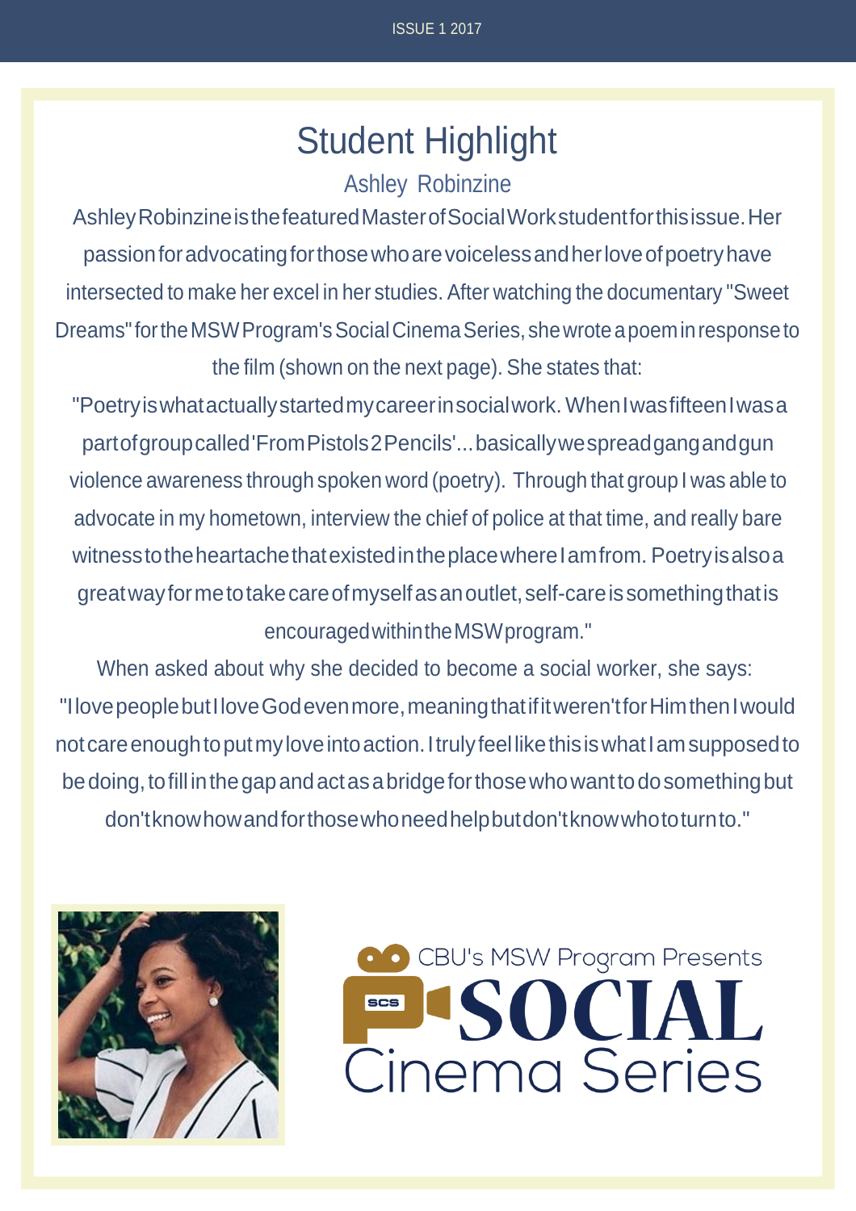# Student Highlight

## Ashley Robinzine

Ashley Robinzine is the featured Master of Social Work student for this issue. Her passion for advocating for those who are voiceless and her love of poetry have intersected to make her excel in her studies. After watching the documentary "Sweet Dreams" for the MSW Program's Social Cinema Series, she wrote a poem in response to the film (shown on the next page). She states that:

"Poetry is what actually started my career in social work. When I was fifteen I was a part of group called 'From Pistols 2 Pencils'...basically we spread gang and gun violence awareness through spoken word (poetry). Through that group I was able to advocate in my hometown, interview the chief of police at that time, and really bare witness to the heartache that existed in the place where I am from. Poetry is also a great way for me to take care of myself as an outlet, self-care is something that is encouraged within the MSW program."

When asked about why she decided to become a social worker, she says:

"I love people but I love God even more, meaning that if it weren't for Him then I would not care enough to put my love into action. I truly feel like this is what I am supposed to be doing, to fill in the gap and act as a bridge for those who want to do something but don't know how and for those who need help but don't know who to turn to."

CBU's MSW Program Presents SOCIAL Cinema Series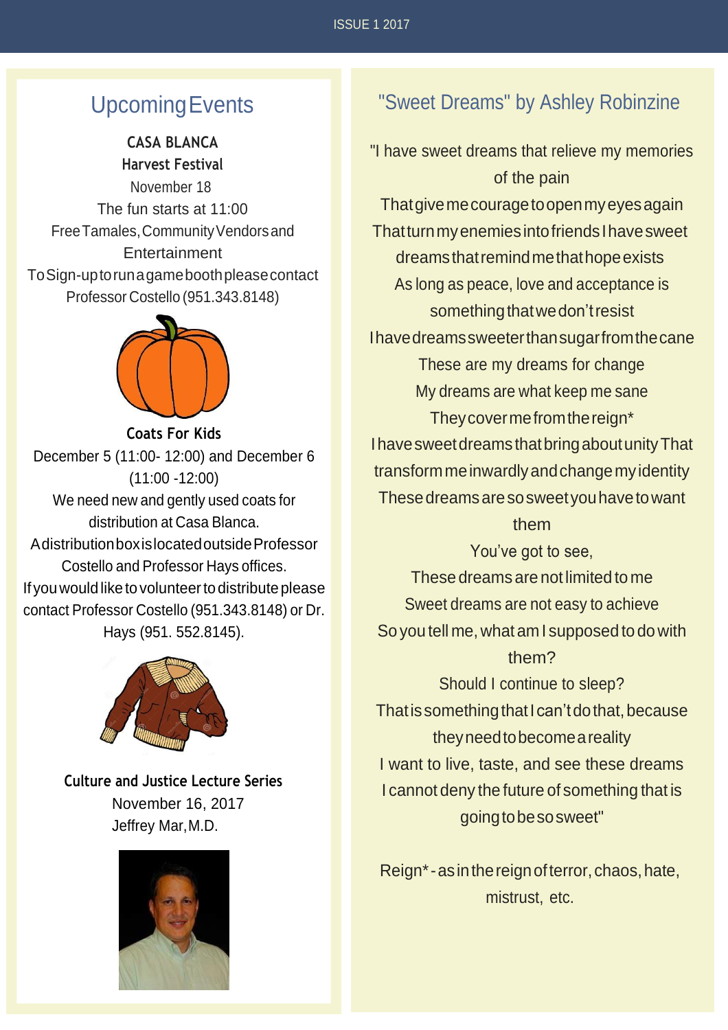## Upcoming Events

**CASA BLANCA**
**Harvest Festival**
November 18
The fun starts at 11:00
Free Tamales, Community Vendors and Entertainment
To Sign-up to run a game booth please contact Professor Costello (951.343.8148)

**Coats For Kids**
December 5 (11:00- 12:00) and December 6 (11:00 -12:00)
We need new and gently used coats for distribution at Casa Blanca.
A distribution box is located outside Professor Costello and Professor Hays offices.
If you would like to volunteer to distribute please contact Professor Costello (951.343.8148) or Dr. Hays (951. 552.8145).

**Culture and Justice Lecture Series**
November 16, 2017
Jeffrey Mar, M.D.

## "Sweet Dreams" by Ashley Robinzine

"I have sweet dreams that relieve my memories of the pain
That give me courage to open my eyes again
That turn my enemies into friends I have sweet dreams that remind me that hope exists
As long as peace, love and acceptance is something that we don't resist
I have dreams sweeter than sugar from the cane
These are my dreams for change
My dreams are what keep me sane
They cover me from the reign*
I have sweet dreams that bring about unity That transform me inwardly and change my identity
These dreams are so sweet you have to want them
You've got to see,
These dreams are not limited to me
Sweet dreams are not easy to achieve
So you tell me, what am I supposed to do with them?
Should I continue to sleep?
That is something that I can't do that, because they need to become a reality
I want to live, taste, and see these dreams
I cannot deny the future of something that is going to be so sweet"

Reign* - as in the reign of terror, chaos, hate, mistrust, etc.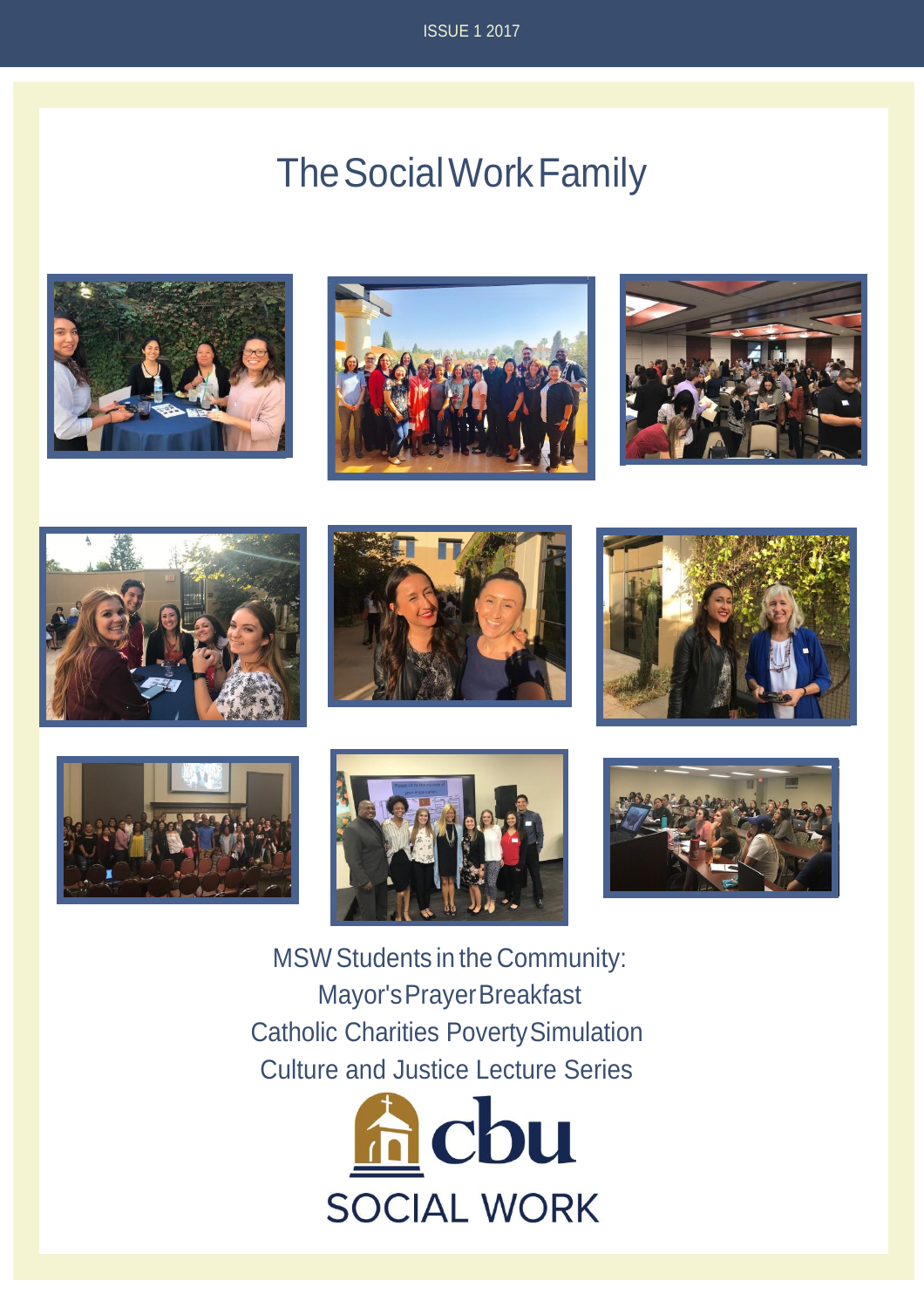# The Social Work Family

MSW Students in the Community:

Mayor's Prayer Breakfast

Catholic Charities Poverty Simulation

Culture and Justice Lecture Series

cbu

SOCIAL WORK